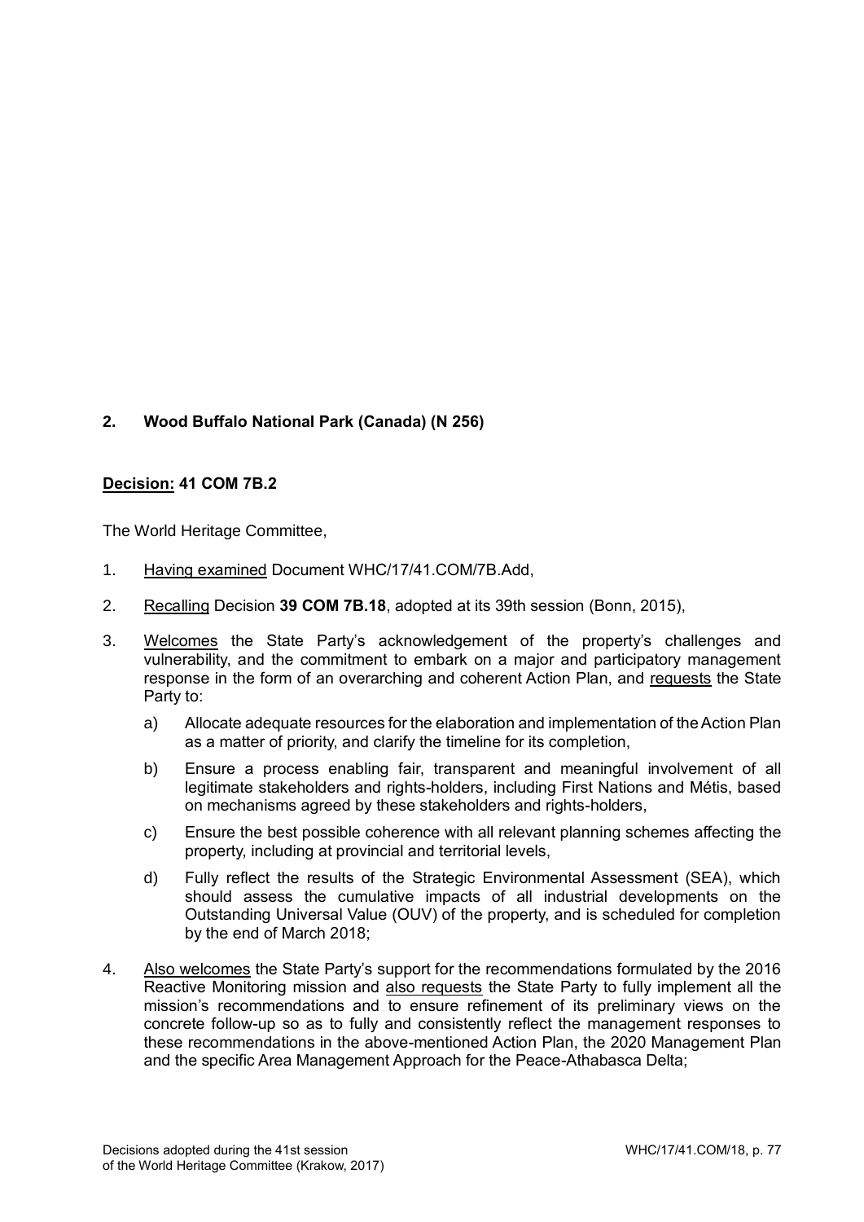## 2. Wood Buffalo National Park (Canada) (N 256)

**Decision: 41 COM 7B.2**

The World Heritage Committee,

1. Having examined Document WHC/17/41.COM/7B.Add,

2. Recalling Decision **39 COM 7B.18**, adopted at its 39th session (Bonn, 2015),

3. Welcomes the State Party's acknowledgement of the property's challenges and vulnerability, and the commitment to embark on a major and participatory management response in the form of an overarching and coherent Action Plan, and requests the State Party to:

   a) Allocate adequate resources for the elaboration and implementation of the Action Plan as a matter of priority, and clarify the timeline for its completion,

   b) Ensure a process enabling fair, transparent and meaningful involvement of all legitimate stakeholders and rights-holders, including First Nations and Métis, based on mechanisms agreed by these stakeholders and rights-holders,

   c) Ensure the best possible coherence with all relevant planning schemes affecting the property, including at provincial and territorial levels,

   d) Fully reflect the results of the Strategic Environmental Assessment (SEA), which should assess the cumulative impacts of all industrial developments on the Outstanding Universal Value (OUV) of the property, and is scheduled for completion by the end of March 2018;

4. Also welcomes the State Party's support for the recommendations formulated by the 2016 Reactive Monitoring mission and also requests the State Party to fully implement all the mission's recommendations and to ensure refinement of its preliminary views on the concrete follow-up so as to fully and consistently reflect the management responses to these recommendations in the above-mentioned Action Plan, the 2020 Management Plan and the specific Area Management Approach for the Peace-Athabasca Delta;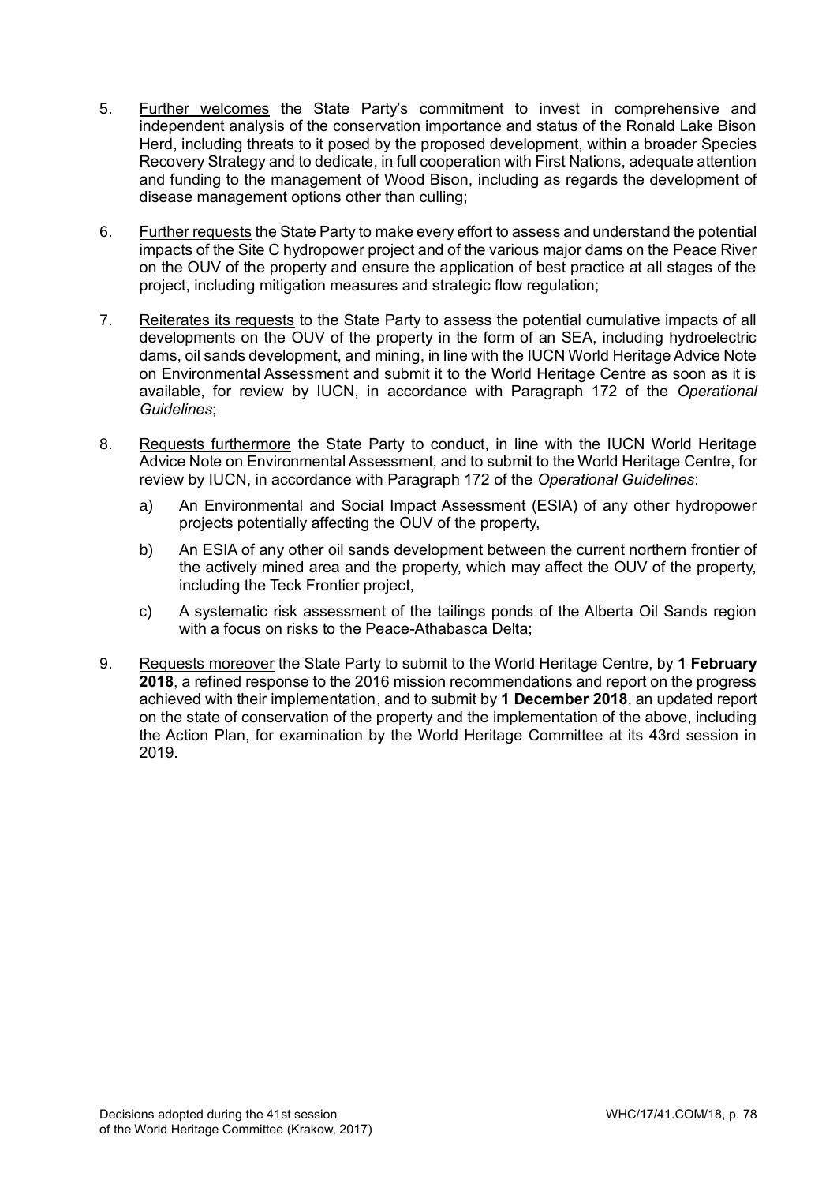5. Further welcomes the State Party's commitment to invest in comprehensive and independent analysis of the conservation importance and status of the Ronald Lake Bison Herd, including threats to it posed by the proposed development, within a broader Species Recovery Strategy and to dedicate, in full cooperation with First Nations, adequate attention and funding to the management of Wood Bison, including as regards the development of disease management options other than culling;

6. Further requests the State Party to make every effort to assess and understand the potential impacts of the Site C hydropower project and of the various major dams on the Peace River on the OUV of the property and ensure the application of best practice at all stages of the project, including mitigation measures and strategic flow regulation;

7. Reiterates its requests to the State Party to assess the potential cumulative impacts of all developments on the OUV of the property in the form of an SEA, including hydroelectric dams, oil sands development, and mining, in line with the IUCN World Heritage Advice Note on Environmental Assessment and submit it to the World Heritage Centre as soon as it is available, for review by IUCN, in accordance with Paragraph 172 of the *Operational Guidelines*;

8. Requests furthermore the State Party to conduct, in line with the IUCN World Heritage Advice Note on Environmental Assessment, and to submit to the World Heritage Centre, for review by IUCN, in accordance with Paragraph 172 of the *Operational Guidelines*:
   a) An Environmental and Social Impact Assessment (ESIA) of any other hydropower projects potentially affecting the OUV of the property,
   b) An ESIA of any other oil sands development between the current northern frontier of the actively mined area and the property, which may affect the OUV of the property, including the Teck Frontier project,
   c) A systematic risk assessment of the tailings ponds of the Alberta Oil Sands region with a focus on risks to the Peace-Athabasca Delta;

9. Requests moreover the State Party to submit to the World Heritage Centre, by **1 February 2018**, a refined response to the 2016 mission recommendations and report on the progress achieved with their implementation, and to submit by **1 December 2018**, an updated report on the state of conservation of the property and the implementation of the above, including the Action Plan, for examination by the World Heritage Committee at its 43rd session in 2019.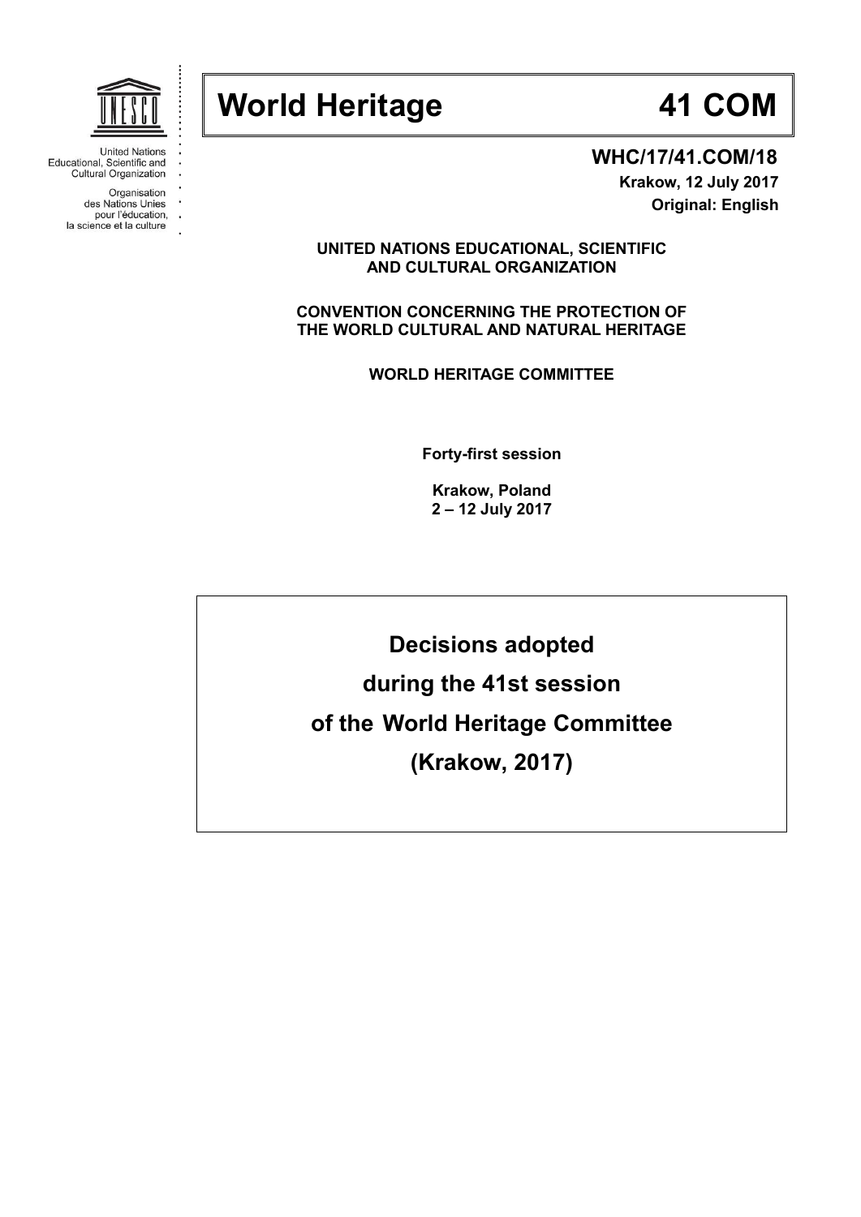United Nations
Educational, Scientific and
Cultural Organization

Organisation
des Nations Unies
pour l'éducation,
la science et la culture

# World Heritage 41 COM

**WHC/17/41.COM/18**

**Krakow, 12 July 2017**

**Original: English**

**UNITED NATIONS EDUCATIONAL, SCIENTIFIC AND CULTURAL ORGANIZATION**

**CONVENTION CONCERNING THE PROTECTION OF THE WORLD CULTURAL AND NATURAL HERITAGE**

**WORLD HERITAGE COMMITTEE**

**Forty-first session**

**Krakow, Poland**
**2 – 12 July 2017**

## Decisions adopted during the 41st session of the World Heritage Committee (Krakow, 2017)